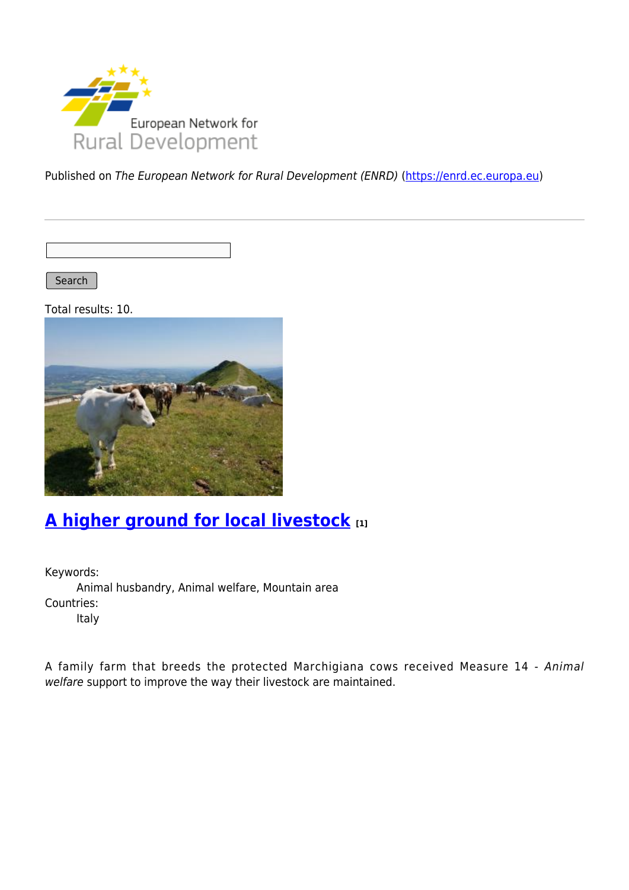European Network for Rural Development

Published on *The European Network for Rural Development (ENRD)* (https://enrd.ec.europa.eu)

Search

Total results: 10.

## A higher ground for local livestock [1]

Keywords:
Animal husbandry, Animal welfare, Mountain area

Countries:
Italy

A family farm that breeds the protected Marchigiana cows received Measure 14 - *Animal welfare* support to improve the way their livestock are maintained.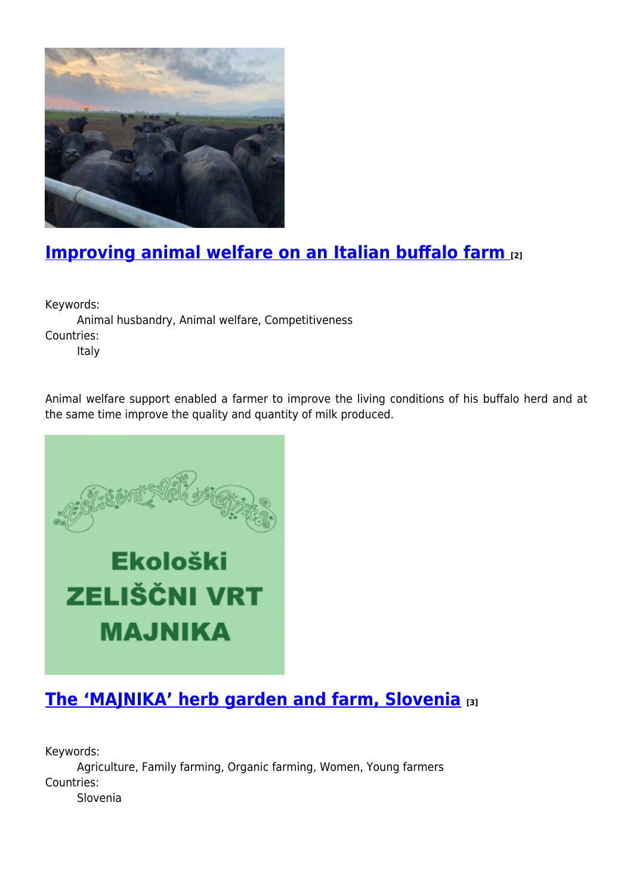## [Improving animal welfare on an Italian buffalo farm](#) [2]

Keywords:
    Animal husbandry, Animal welfare, Competitiveness
Countries:
    Italy

Animal welfare support enabled a farmer to improve the living conditions of his buffalo herd and at the same time improve the quality and quantity of milk produced.

## [The ‘MAJNIKA’ herb garden and farm, Slovenia](#) [3]

Keywords:
    Agriculture, Family farming, Organic farming, Women, Young farmers
Countries:
    Slovenia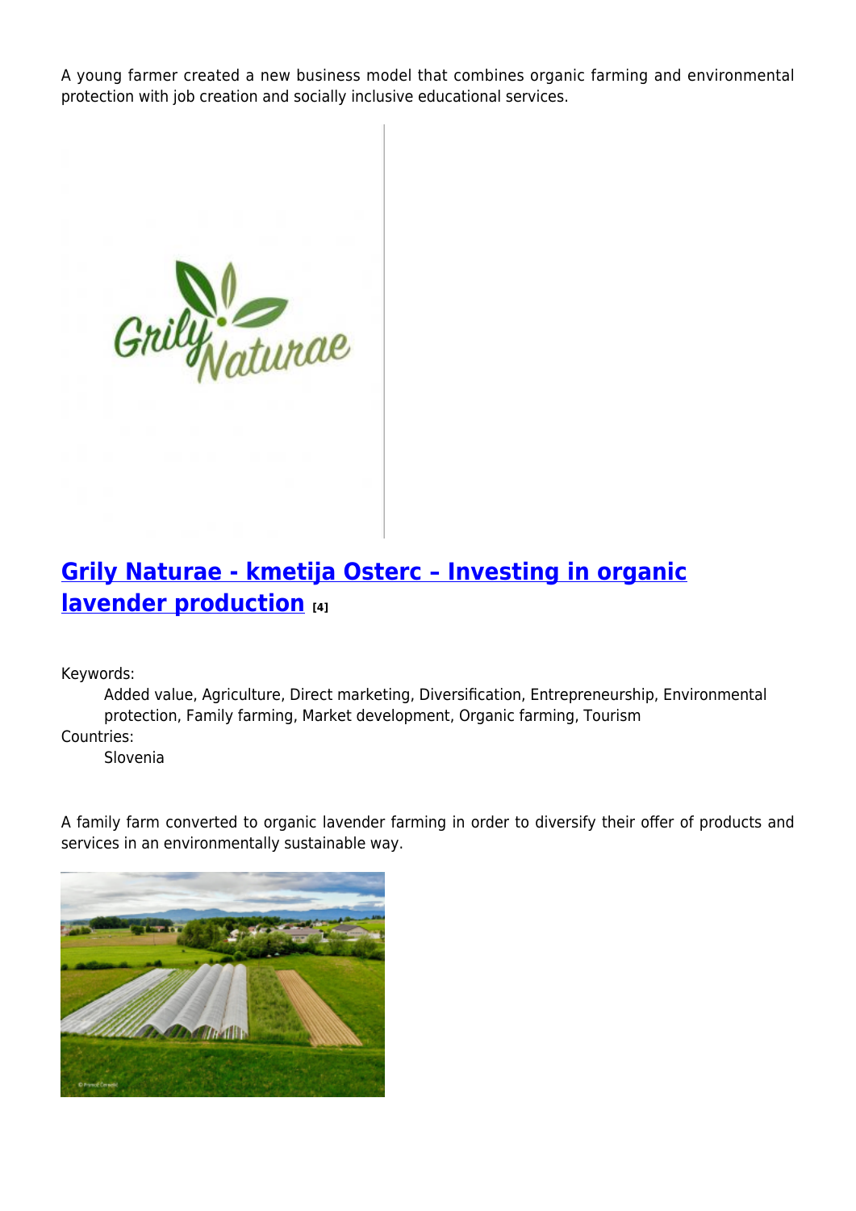A young farmer created a new business model that combines organic farming and environmental protection with job creation and socially inclusive educational services.

## Grily Naturae - kmetija Osterc – Investing in organic lavender production [4]

Keywords:
: Added value, Agriculture, Direct marketing, Diversification, Entrepreneurship, Environmental protection, Family farming, Market development, Organic farming, Tourism

Countries:
: Slovenia

A family farm converted to organic lavender farming in order to diversify their offer of products and services in an environmentally sustainable way.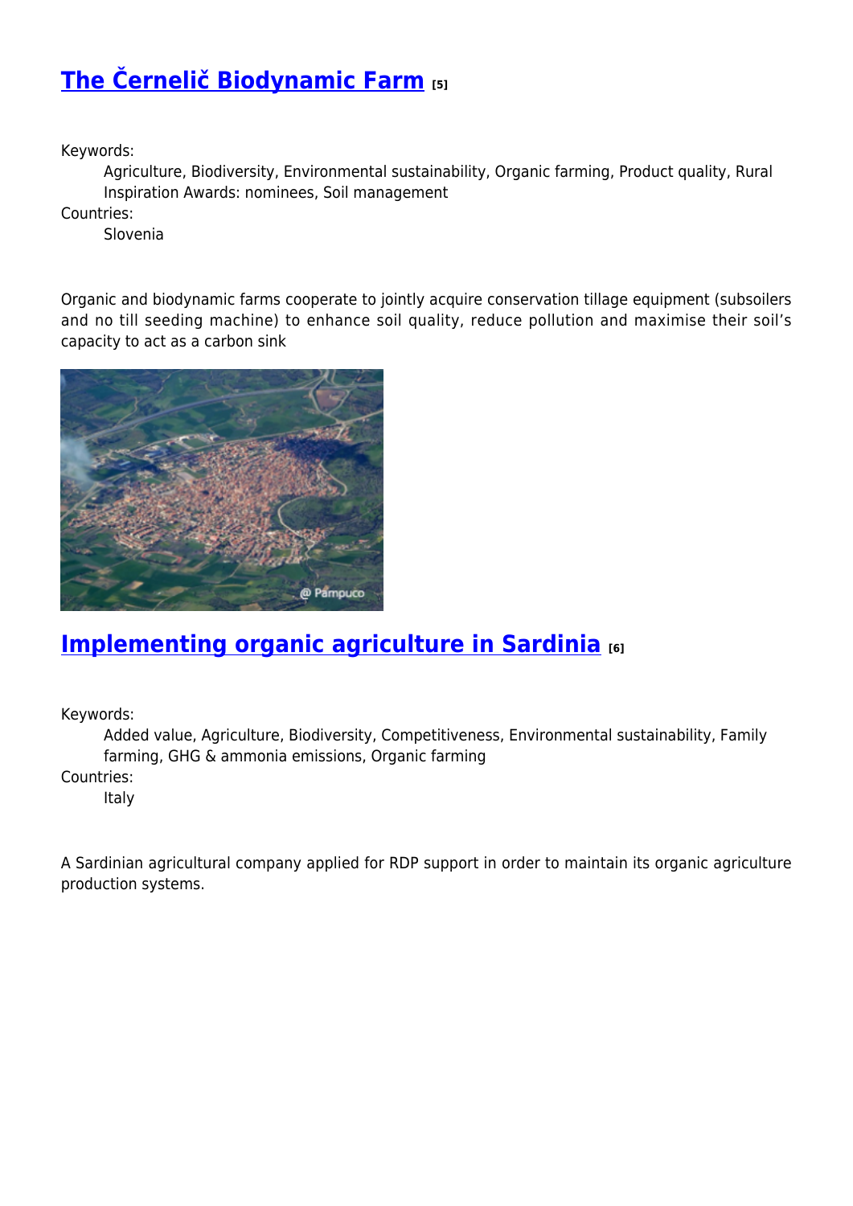## The Černelič Biodynamic Farm [5]

Keywords:
: Agriculture, Biodiversity, Environmental sustainability, Organic farming, Product quality, Rural Inspiration Awards: nominees, Soil management

Countries:
: Slovenia

Organic and biodynamic farms cooperate to jointly acquire conservation tillage equipment (subsoilers and no till seeding machine) to enhance soil quality, reduce pollution and maximise their soil's capacity to act as a carbon sink

## Implementing organic agriculture in Sardinia [6]

Keywords:
: Added value, Agriculture, Biodiversity, Competitiveness, Environmental sustainability, Family farming, GHG & ammonia emissions, Organic farming

Countries:
: Italy

A Sardinian agricultural company applied for RDP support in order to maintain its organic agriculture production systems.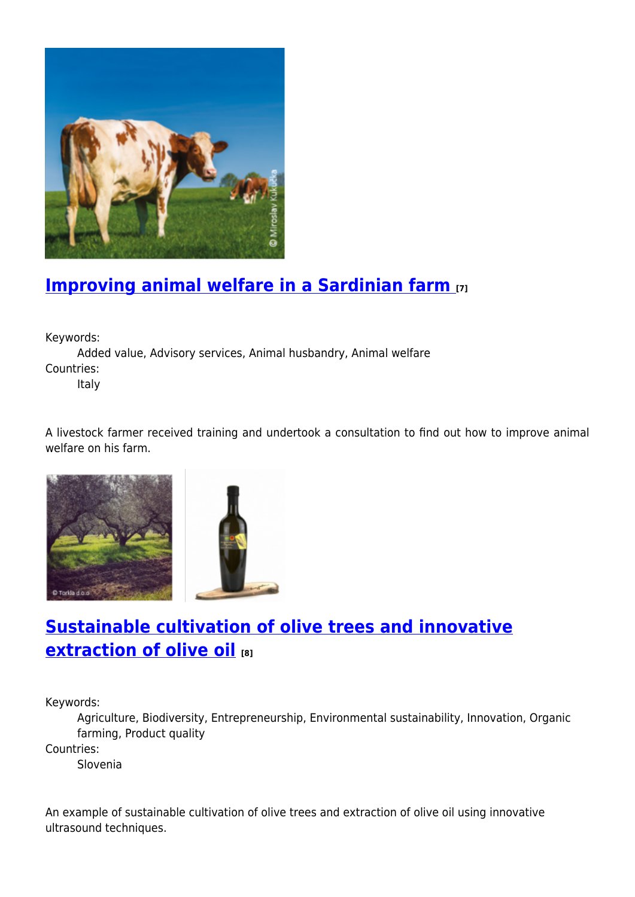## Improving animal welfare in a Sardinian farm [7]

Keywords:
  Added value, Advisory services, Animal husbandry, Animal welfare

Countries:
  Italy

A livestock farmer received training and undertook a consultation to find out how to improve animal welfare on his farm.

## Sustainable cultivation of olive trees and innovative extraction of olive oil [8]

Keywords:
  Agriculture, Biodiversity, Entrepreneurship, Environmental sustainability, Innovation, Organic farming, Product quality

Countries:
  Slovenia

An example of sustainable cultivation of olive trees and extraction of olive oil using innovative ultrasound techniques.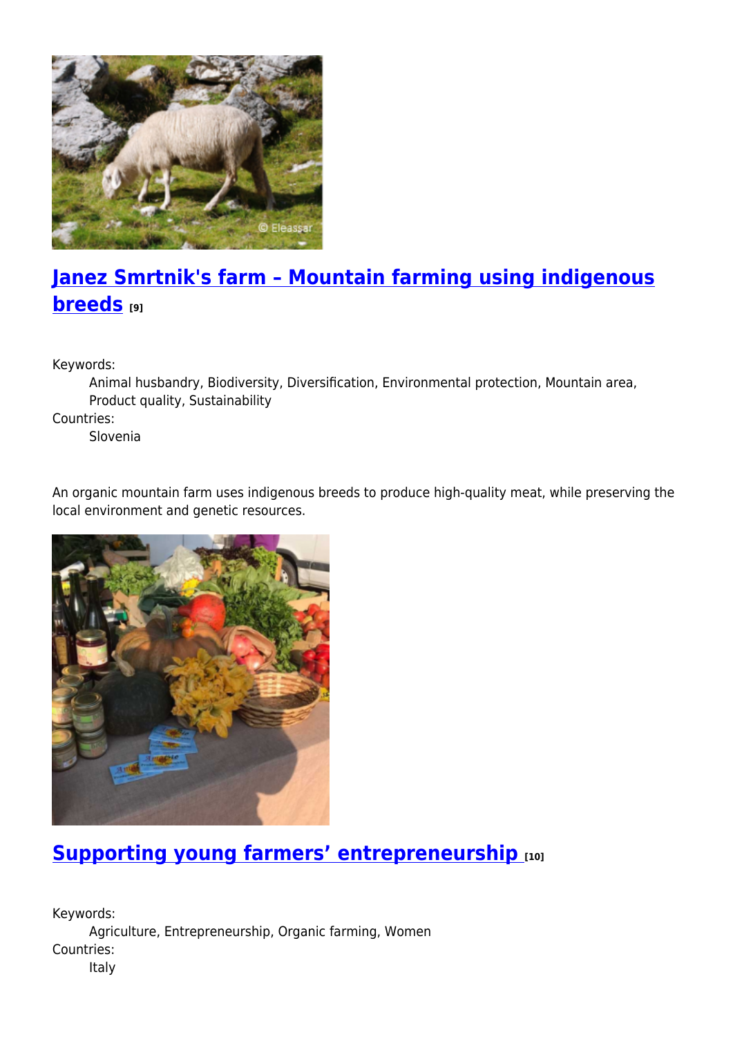## Janez Smrtnik's farm – Mountain farming using indigenous breeds [9]

Keywords:
Animal husbandry, Biodiversity, Diversification, Environmental protection, Mountain area, Product quality, Sustainability

Countries:
Slovenia

An organic mountain farm uses indigenous breeds to produce high-quality meat, while preserving the local environment and genetic resources.

## Supporting young farmers' entrepreneurship [10]

Keywords:
Agriculture, Entrepreneurship, Organic farming, Women

Countries:
Italy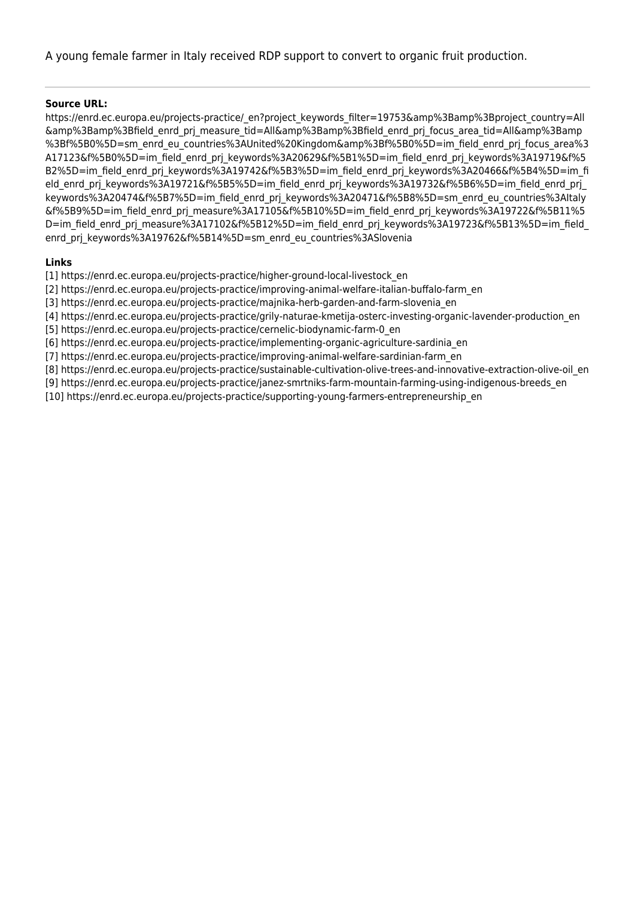A young female farmer in Italy received RDP support to convert to organic fruit production.

---

**Source URL:** 
https://enrd.ec.europa.eu/projects-practice/_en?project_keywords_filter=19753&amp%3Bamp%3Bproject_country=All&amp%3Bamp%3Bfield_enrd_prj_measure_tid=All&amp%3Bamp%3Bfield_enrd_prj_focus_area_tid=All&amp%3Bamp%3Bf%5B0%5D=sm_enrd_eu_countries%3AUnited%20Kingdom&amp%3Bf%5B0%5D=im_field_enrd_prj_focus_area%3A17123&f%5B0%5D=im_field_enrd_prj_keywords%3A20629&f%5B1%5D=im_field_enrd_prj_keywords%3A19719&f%5B2%5D=im_field_enrd_prj_keywords%3A19742&f%5B3%5D=im_field_enrd_prj_keywords%3A20466&f%5B4%5D=im_field_enrd_prj_keywords%3A19721&f%5B5%5D=im_field_enrd_prj_keywords%3A19732&f%5B6%5D=im_field_enrd_prj_keywords%3A20474&f%5B7%5D=im_field_enrd_prj_keywords%3A20471&f%5B8%5D=sm_enrd_eu_countries%3AItaly&f%5B9%5D=im_field_enrd_prj_measure%3A17105&f%5B10%5D=im_field_enrd_prj_keywords%3A19722&f%5B11%5D=im_field_enrd_prj_measure%3A17102&f%5B12%5D=im_field_enrd_prj_keywords%3A19723&f%5B13%5D=im_field_enrd_prj_keywords%3A19762&f%5B14%5D=sm_enrd_eu_countries%3ASlovenia

**Links**
[1] https://enrd.ec.europa.eu/projects-practice/higher-ground-local-livestock_en
[2] https://enrd.ec.europa.eu/projects-practice/improving-animal-welfare-italian-buffalo-farm_en
[3] https://enrd.ec.europa.eu/projects-practice/majnika-herb-garden-and-farm-slovenia_en
[4] https://enrd.ec.europa.eu/projects-practice/grily-naturae-kmetija-osterc-investing-organic-lavender-production_en
[5] https://enrd.ec.europa.eu/projects-practice/cernelic-biodynamic-farm-0_en
[6] https://enrd.ec.europa.eu/projects-practice/implementing-organic-agriculture-sardinia_en
[7] https://enrd.ec.europa.eu/projects-practice/improving-animal-welfare-sardinian-farm_en
[8] https://enrd.ec.europa.eu/projects-practice/sustainable-cultivation-olive-trees-and-innovative-extraction-olive-oil_en
[9] https://enrd.ec.europa.eu/projects-practice/janez-smrtniks-farm-mountain-farming-using-indigenous-breeds_en
[10] https://enrd.ec.europa.eu/projects-practice/supporting-young-farmers-entrepreneurship_en